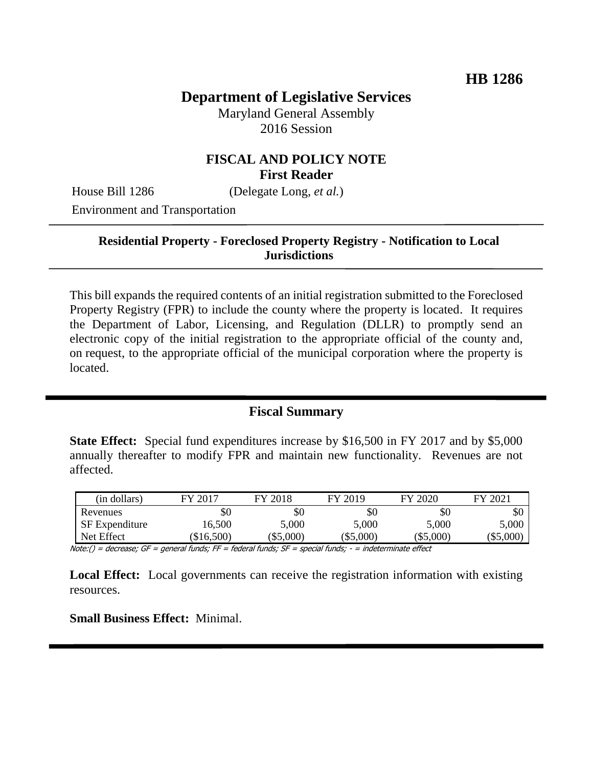**HB 1286**

# Department of Legislative Services

Maryland General Assembly
2016 Session

## FISCAL AND POLICY NOTE
**First Reader**

House Bill 1286 (Delegate Long, *et al.*)
Environment and Transportation

---

**Residential Property - Foreclosed Property Registry - Notification to Local Jurisdictions**

---

This bill expands the required contents of an initial registration submitted to the Foreclosed Property Registry (FPR) to include the county where the property is located. It requires the Department of Labor, Licensing, and Regulation (DLLR) to promptly send an electronic copy of the initial registration to the appropriate official of the county and, on request, to the appropriate official of the municipal corporation where the property is located.

---

## Fiscal Summary

**State Effect:** Special fund expenditures increase by $16,500 in FY 2017 and by $5,000 annually thereafter to modify FPR and maintain new functionality. Revenues are not affected.

| (in dollars) | FY 2017 | FY 2018 | FY 2019 | FY 2020 | FY 2021 |
|---|---|---|---|---|---|
| Revenues | $0 | $0 | $0 | $0 | $0 |
| SF Expenditure | 16,500 | 5,000 | 5,000 | 5,000 | 5,000 |
| Net Effect | ($16,500) | ($5,000) | ($5,000) | ($5,000) | ($5,000) |

*Note:() = decrease; GF = general funds; FF = federal funds; SF = special funds; - = indeterminate effect*

**Local Effect:** Local governments can receive the registration information with existing resources.

**Small Business Effect:** Minimal.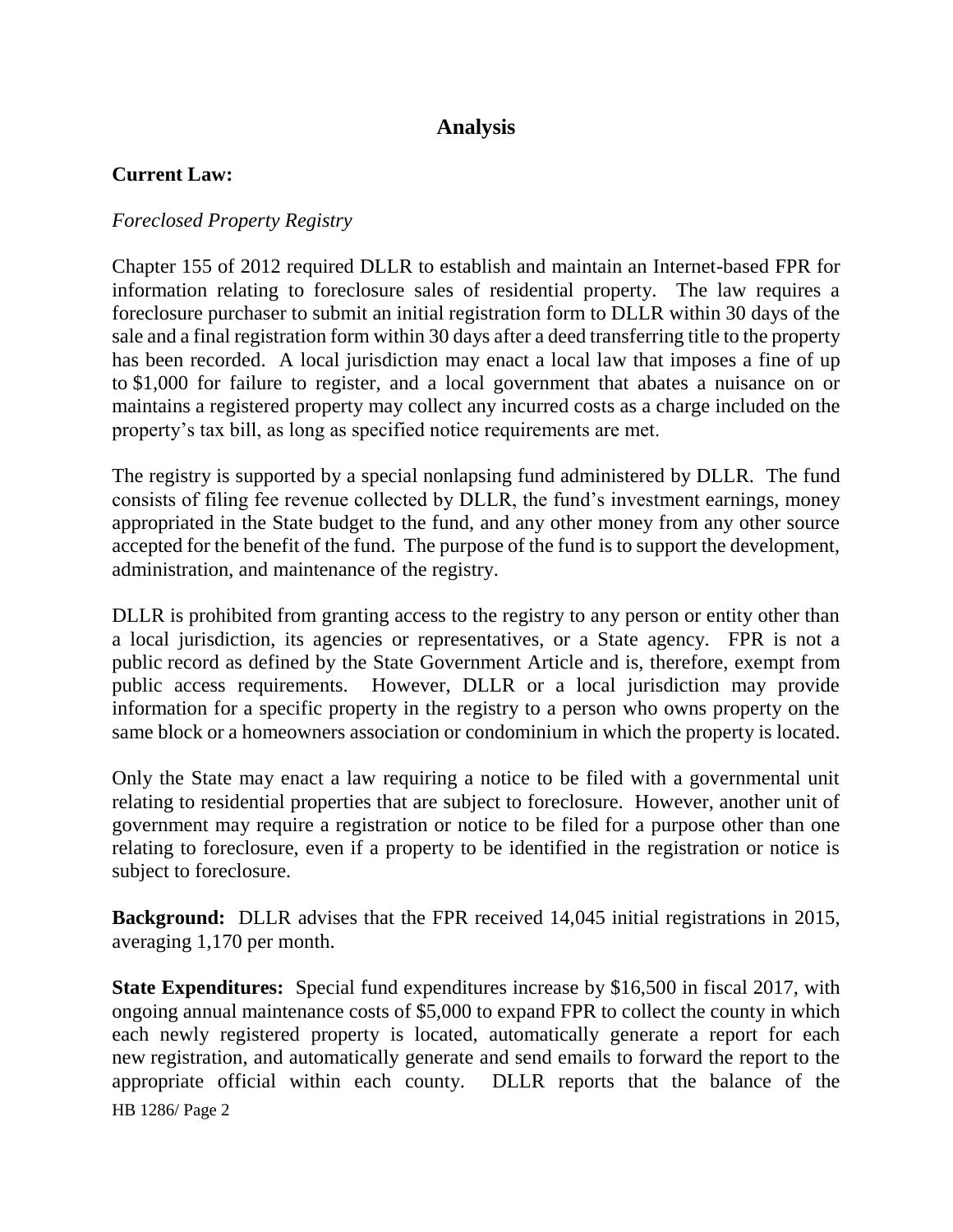# Analysis

**Current Law:**

*Foreclosed Property Registry*

Chapter 155 of 2012 required DLLR to establish and maintain an Internet-based FPR for information relating to foreclosure sales of residential property. The law requires a foreclosure purchaser to submit an initial registration form to DLLR within 30 days of the sale and a final registration form within 30 days after a deed transferring title to the property has been recorded. A local jurisdiction may enact a local law that imposes a fine of up to $1,000 for failure to register, and a local government that abates a nuisance on or maintains a registered property may collect any incurred costs as a charge included on the property's tax bill, as long as specified notice requirements are met.

The registry is supported by a special nonlapsing fund administered by DLLR. The fund consists of filing fee revenue collected by DLLR, the fund's investment earnings, money appropriated in the State budget to the fund, and any other money from any other source accepted for the benefit of the fund. The purpose of the fund is to support the development, administration, and maintenance of the registry.

DLLR is prohibited from granting access to the registry to any person or entity other than a local jurisdiction, its agencies or representatives, or a State agency. FPR is not a public record as defined by the State Government Article and is, therefore, exempt from public access requirements. However, DLLR or a local jurisdiction may provide information for a specific property in the registry to a person who owns property on the same block or a homeowners association or condominium in which the property is located.

Only the State may enact a law requiring a notice to be filed with a governmental unit relating to residential properties that are subject to foreclosure. However, another unit of government may require a registration or notice to be filed for a purpose other than one relating to foreclosure, even if a property to be identified in the registration or notice is subject to foreclosure.

**Background:** DLLR advises that the FPR received 14,045 initial registrations in 2015, averaging 1,170 per month.

**State Expenditures:** Special fund expenditures increase by $16,500 in fiscal 2017, with ongoing annual maintenance costs of $5,000 to expand FPR to collect the county in which each newly registered property is located, automatically generate a report for each new registration, and automatically generate and send emails to forward the report to the appropriate official within each county. DLLR reports that the balance of the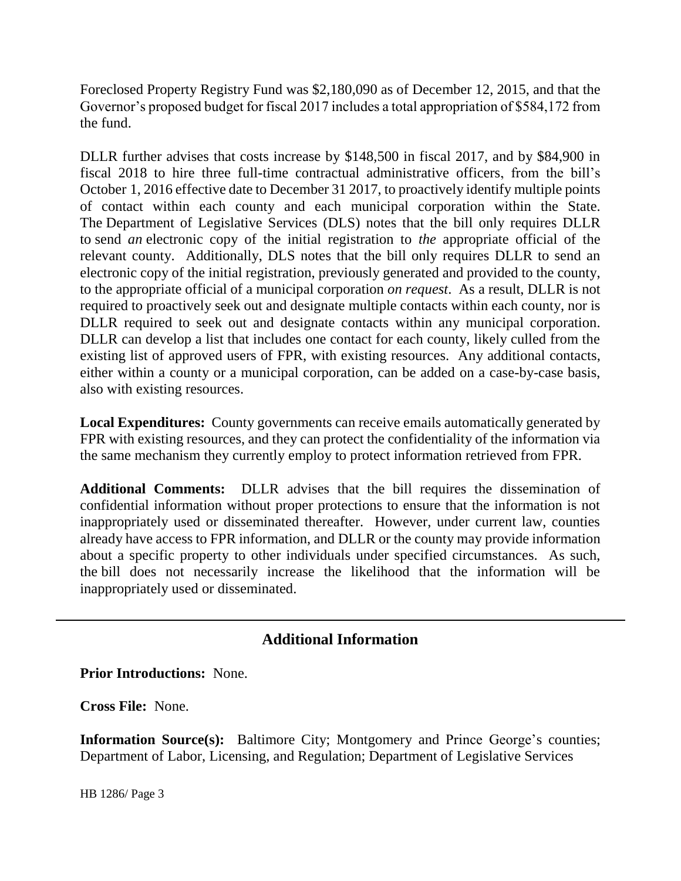Foreclosed Property Registry Fund was $2,180,090 as of December 12, 2015, and that the Governor's proposed budget for fiscal 2017 includes a total appropriation of $584,172 from the fund.

DLLR further advises that costs increase by $148,500 in fiscal 2017, and by $84,900 in fiscal 2018 to hire three full-time contractual administrative officers, from the bill's October 1, 2016 effective date to December 31 2017, to proactively identify multiple points of contact within each county and each municipal corporation within the State. The Department of Legislative Services (DLS) notes that the bill only requires DLLR to send *an* electronic copy of the initial registration to *the* appropriate official of the relevant county. Additionally, DLS notes that the bill only requires DLLR to send an electronic copy of the initial registration, previously generated and provided to the county, to the appropriate official of a municipal corporation *on request*. As a result, DLLR is not required to proactively seek out and designate multiple contacts within each county, nor is DLLR required to seek out and designate contacts within any municipal corporation. DLLR can develop a list that includes one contact for each county, likely culled from the existing list of approved users of FPR, with existing resources. Any additional contacts, either within a county or a municipal corporation, can be added on a case-by-case basis, also with existing resources.

**Local Expenditures:** County governments can receive emails automatically generated by FPR with existing resources, and they can protect the confidentiality of the information via the same mechanism they currently employ to protect information retrieved from FPR.

**Additional Comments:** DLLR advises that the bill requires the dissemination of confidential information without proper protections to ensure that the information is not inappropriately used or disseminated thereafter. However, under current law, counties already have access to FPR information, and DLLR or the county may provide information about a specific property to other individuals under specified circumstances. As such, the bill does not necessarily increase the likelihood that the information will be inappropriately used or disseminated.

## Additional Information

**Prior Introductions:** None.

**Cross File:** None.

**Information Source(s):** Baltimore City; Montgomery and Prince George's counties; Department of Labor, Licensing, and Regulation; Department of Legislative Services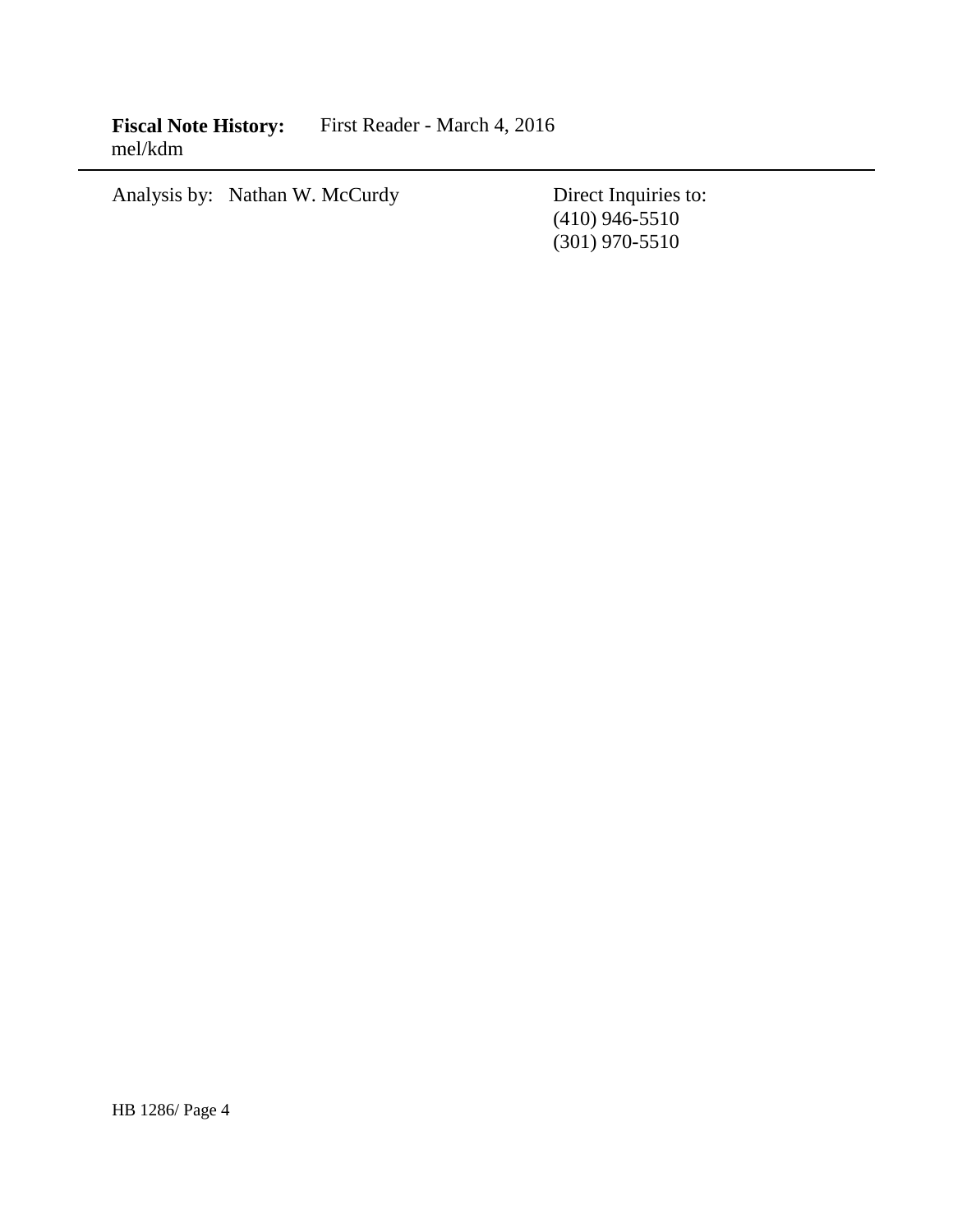**Fiscal Note History:** First Reader - March 4, 2016
mel/kdm

---

Analysis by: Nathan W. McCurdy

Direct Inquiries to:
(410) 946-5510
(301) 970-5510